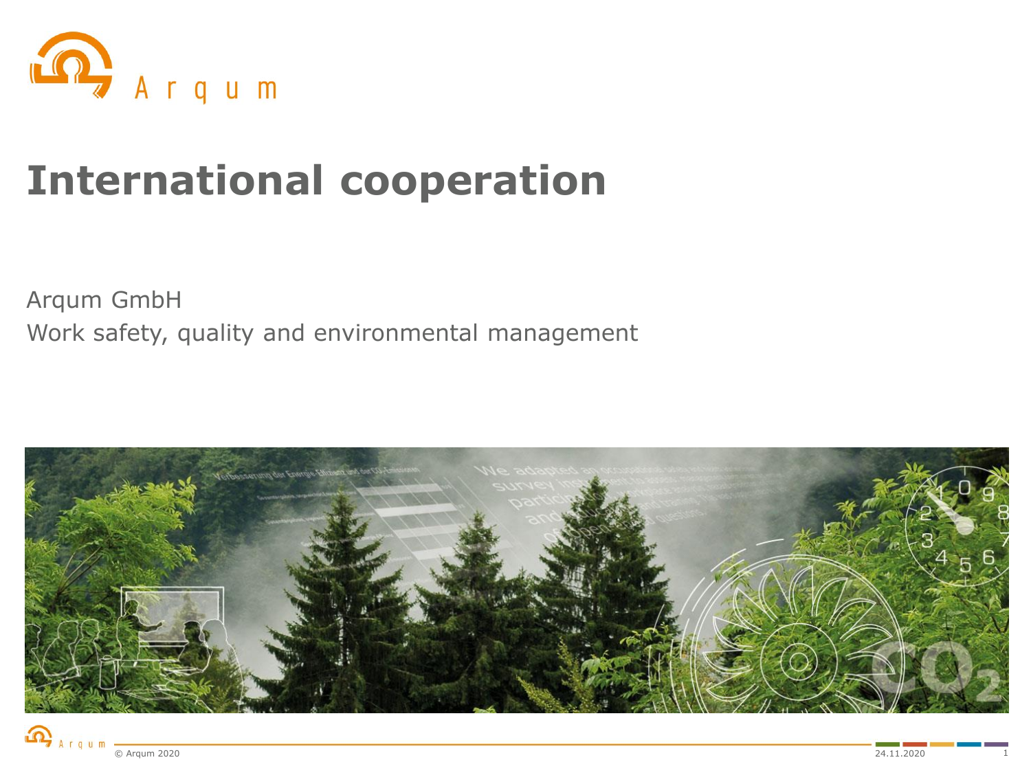# International cooperation

Arqum GmbH

Work safety, quality and environmental management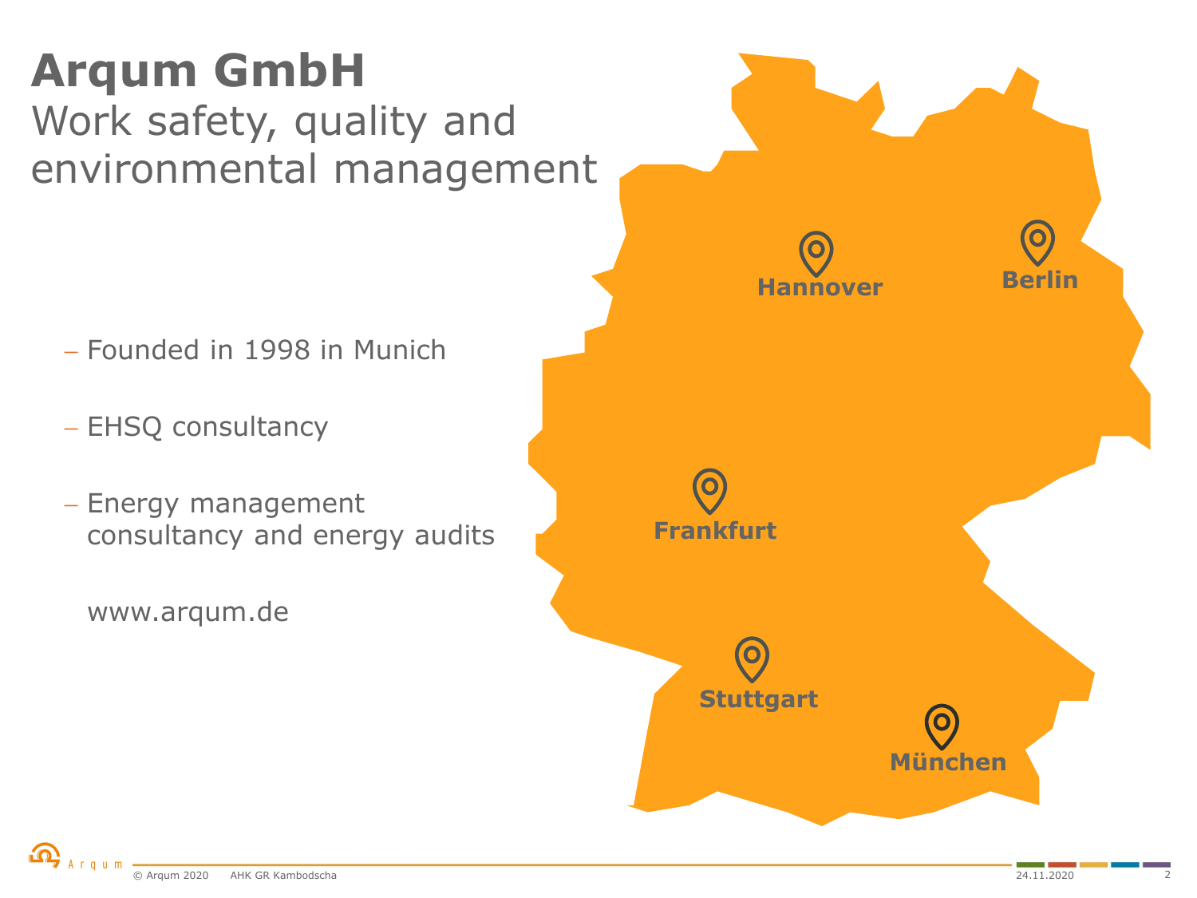# Arqum GmbH

## Work safety, quality and environmental management

- Founded in 1998 in Munich
- EHSQ consultancy
- Energy management consultancy and energy audits

www.arqum.de

Hannover

Berlin

Frankfurt

Stuttgart

München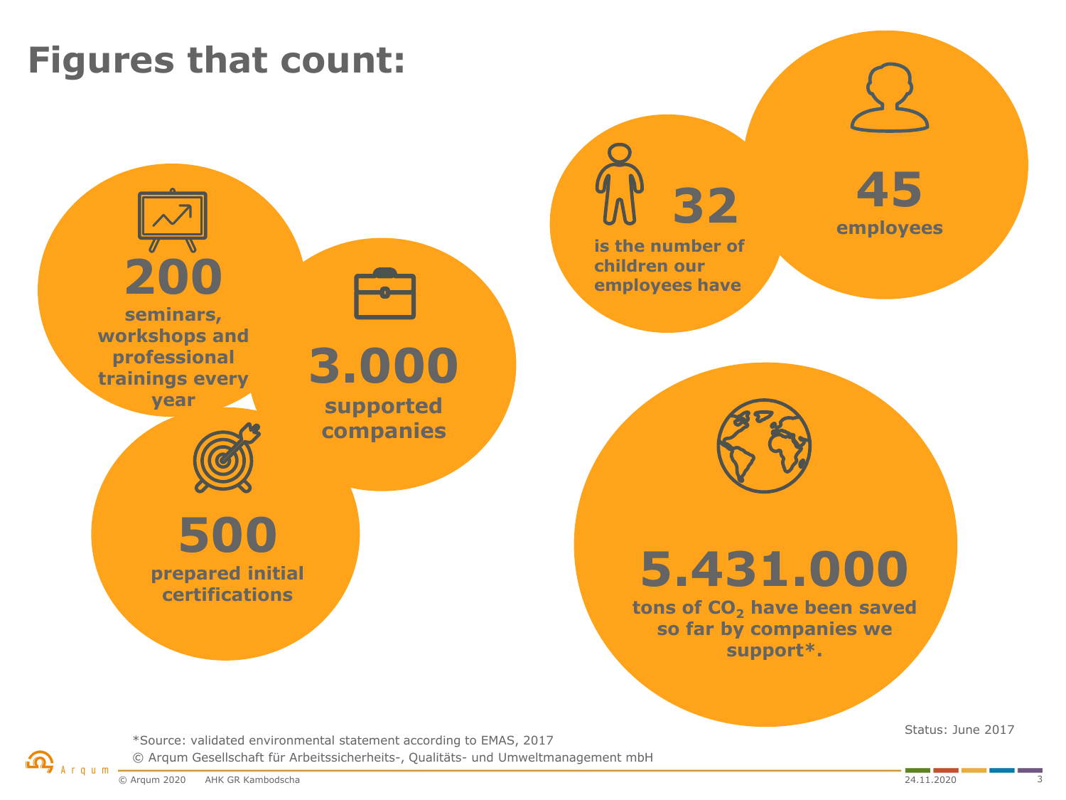# Figures that count:

**200**
seminars, workshops and professional trainings every year

**3.000**
supported companies

**500**
prepared initial certifications

**32**
is the number of children our employees have

**45**
employees

**5.431.000**
tons of $CO_2$ have been saved so far by companies we support*.

Status: June 2017

*Source: validated environmental statement according to EMAS, 2017

© Arqum Gesellschaft für Arbeitssicherheits-, Qualitäts- und Umweltmanagement mbH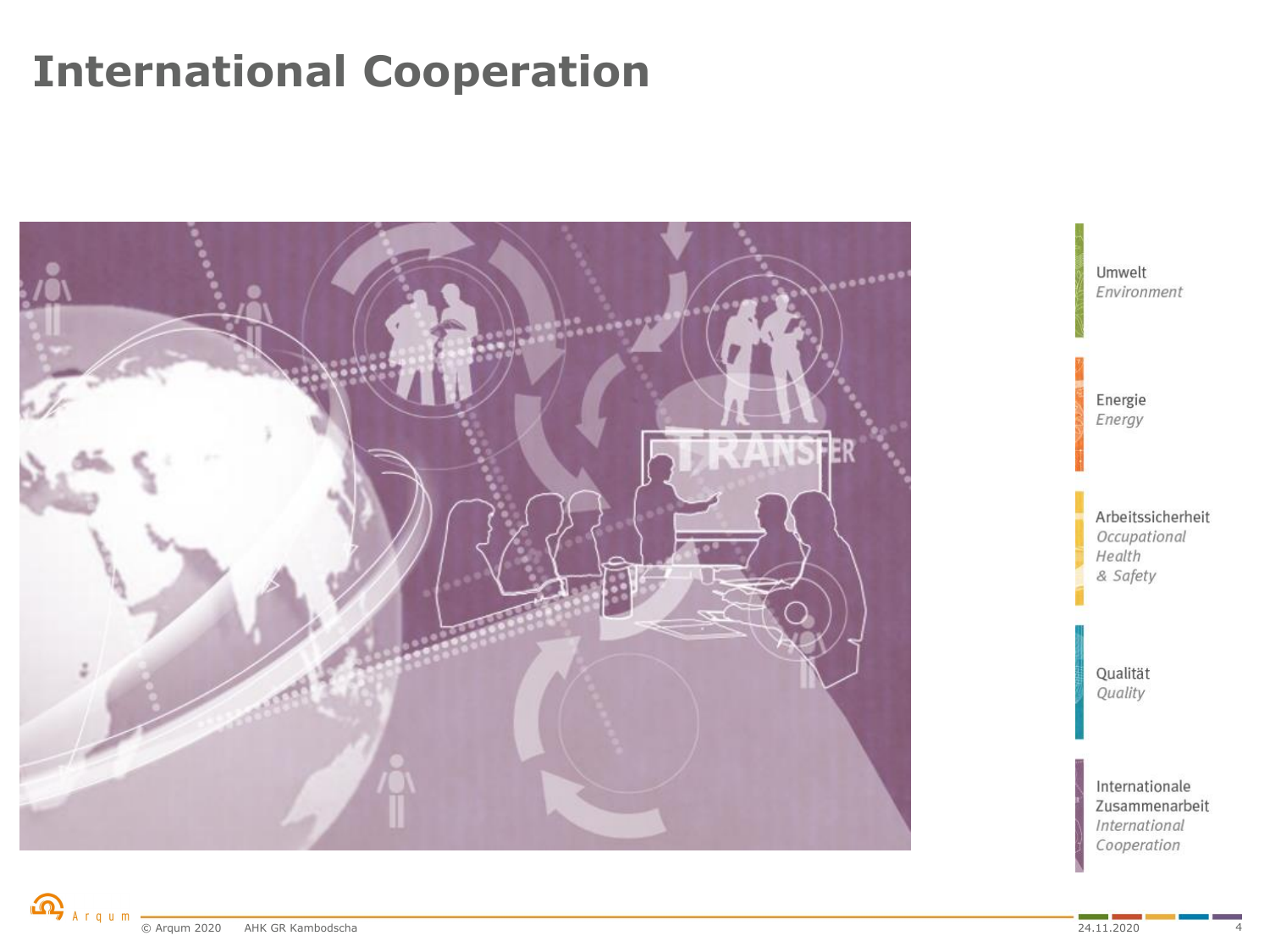# International Cooperation

Umwelt
*Environment*

Energie
*Energy*

Arbeitssicherheit
*Occupational Health & Safety*

Qualität
*Quality*

Internationale Zusammenarbeit
*International Cooperation*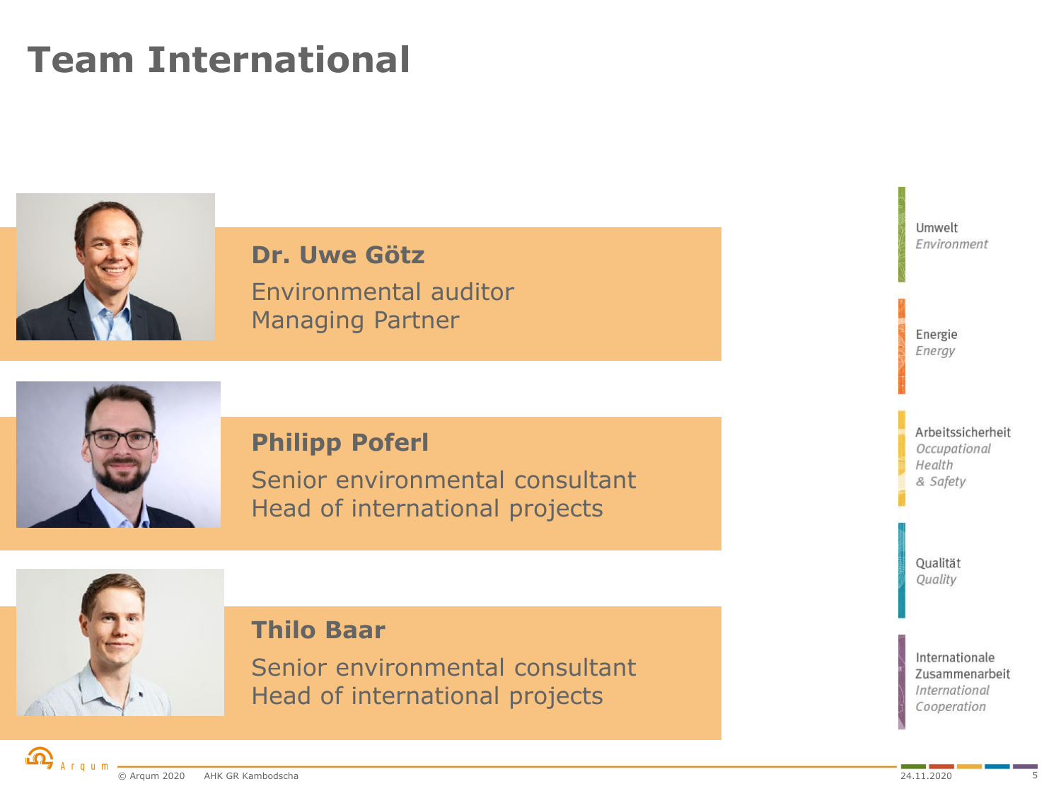# Team International

**Dr. Uwe Götz**
Environmental auditor
Managing Partner

**Philipp Poferl**
Senior environmental consultant
Head of international projects

**Thilo Baar**
Senior environmental consultant
Head of international projects

Umwelt
*Environment*

Energie
*Energy*

Arbeitssicherheit
*Occupational Health & Safety*

Qualität
*Quality*

Internationale Zusammenarbeit
*International Cooperation*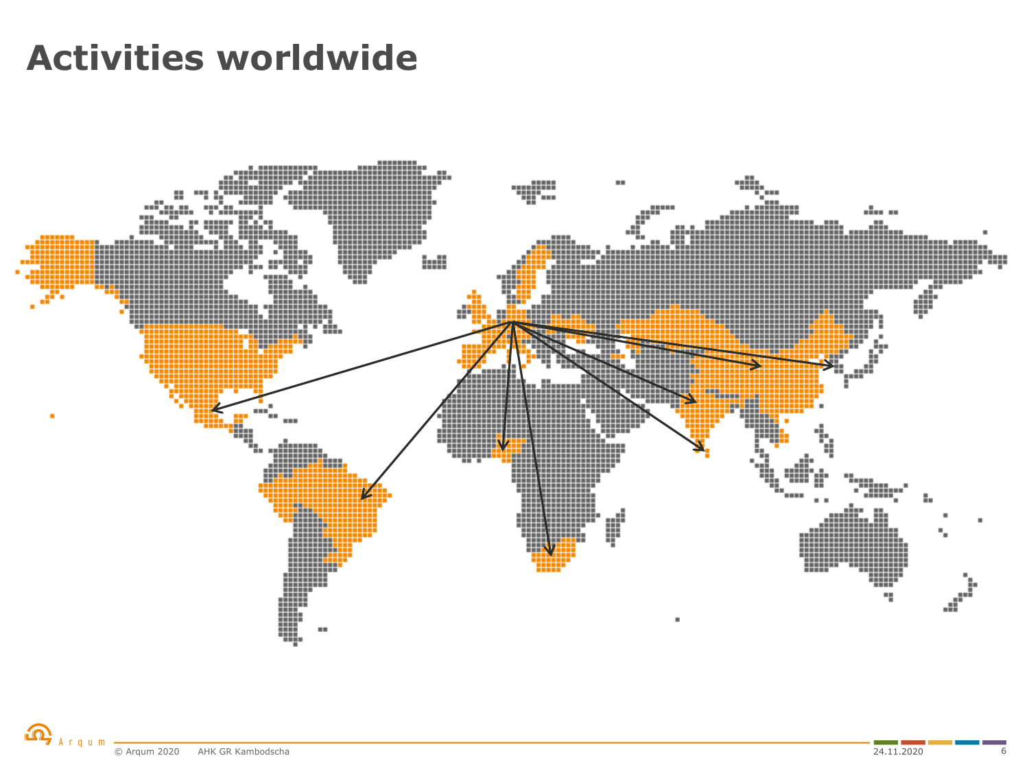# Activities worldwide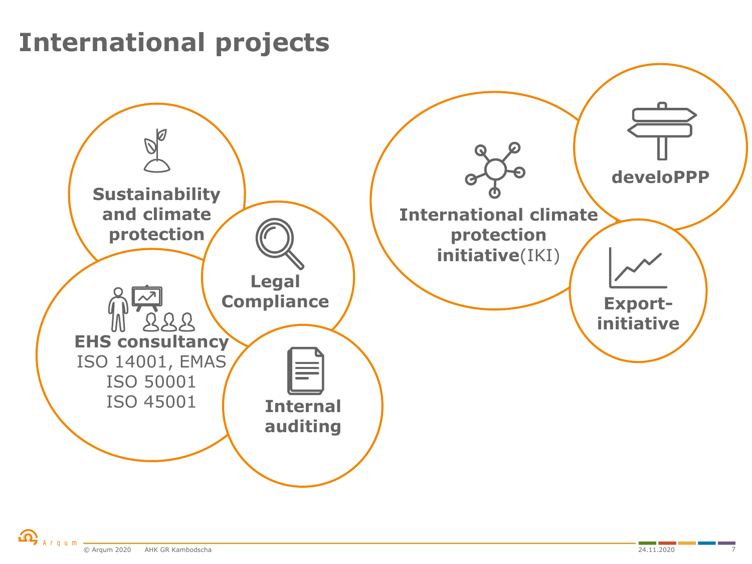# International projects

- **Sustainability and climate protection**
- **Legal Compliance**
- **EHS consultancy**
  ISO 14001, EMAS
  ISO 50001
  ISO 45001
- **Internal auditing**
- **International climate protection initiative**(IKI)
- **develoPPP**
- **Export-initiative**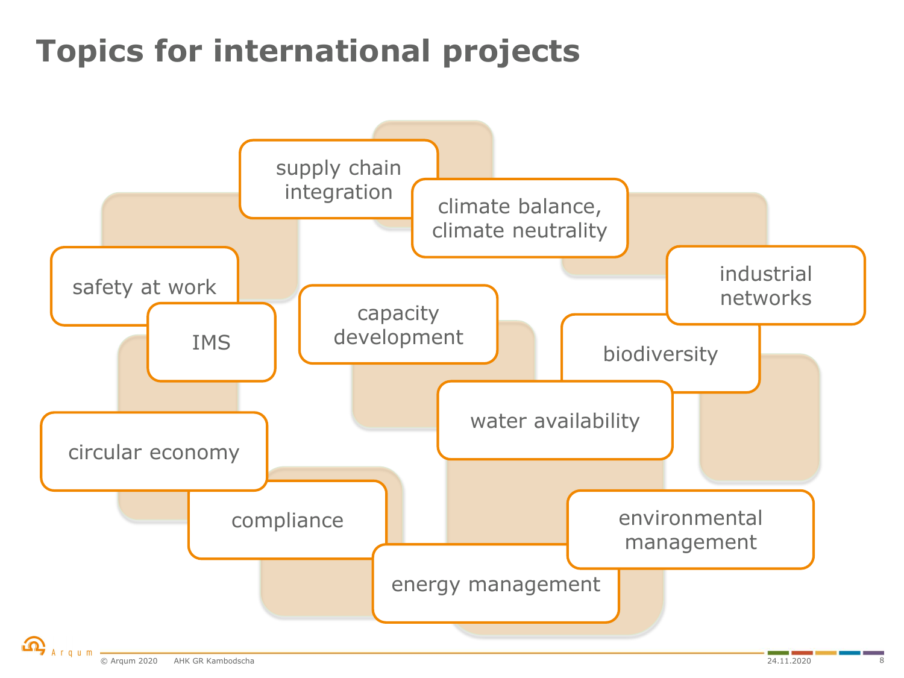# Topics for international projects

- supply chain integration
- climate balance, climate neutrality
- safety at work
- industrial networks
- capacity development
- IMS
- biodiversity
- water availability
- circular economy
- compliance
- environmental management
- energy management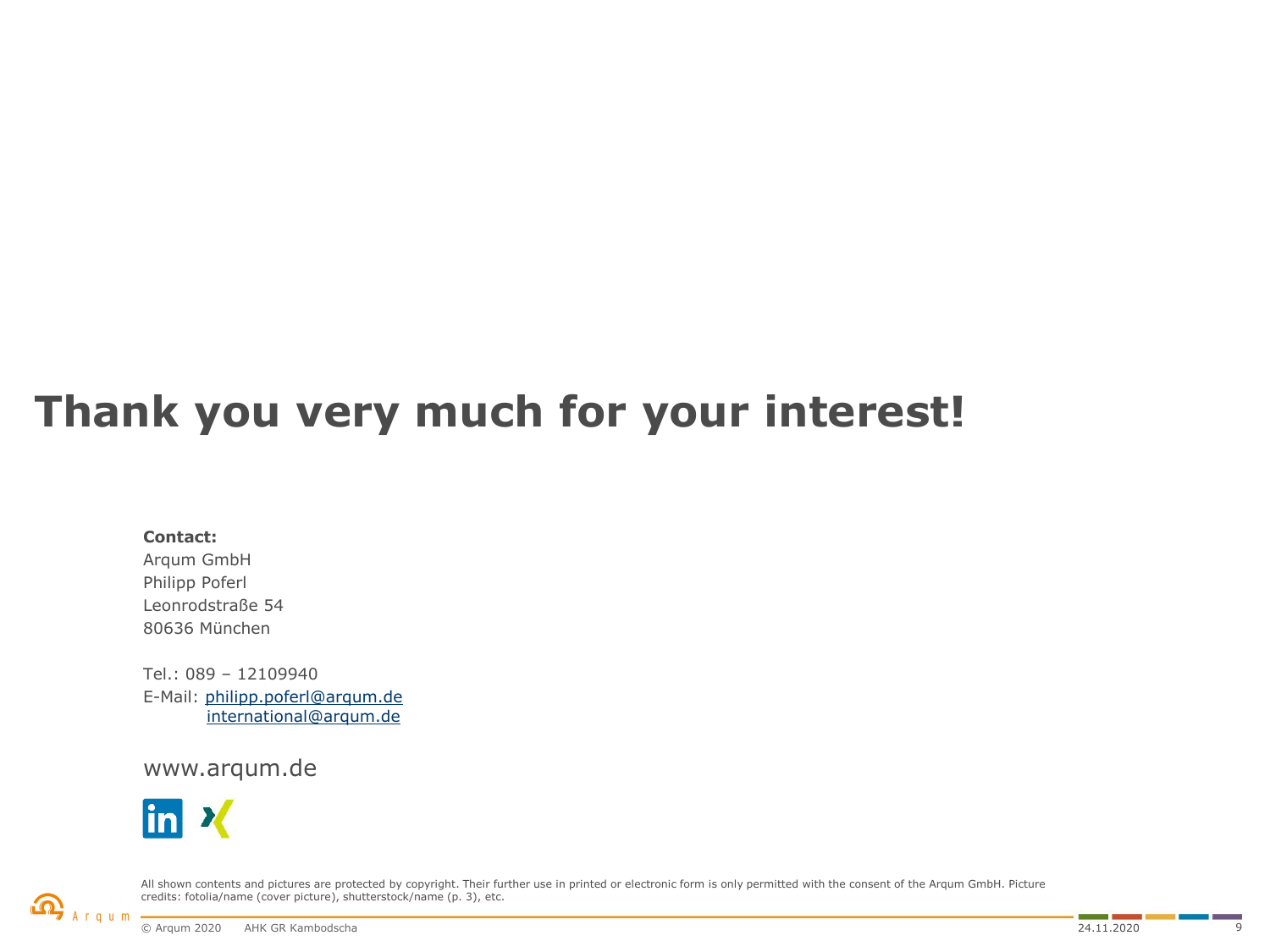# Thank you very much for your interest!

**Contact:**
Arqum GmbH
Philipp Poferl
Leonrodstraße 54
80636 München

Tel.: 089 – 12109940
E-Mail: philipp.poferl@arqum.de
international@arqum.de

www.arqum.de

All shown contents and pictures are protected by copyright. Their further use in printed or electronic form is only permitted with the consent of the Arqum GmbH. Picture credits: fotolia/name (cover picture), shutterstock/name (p. 3), etc.